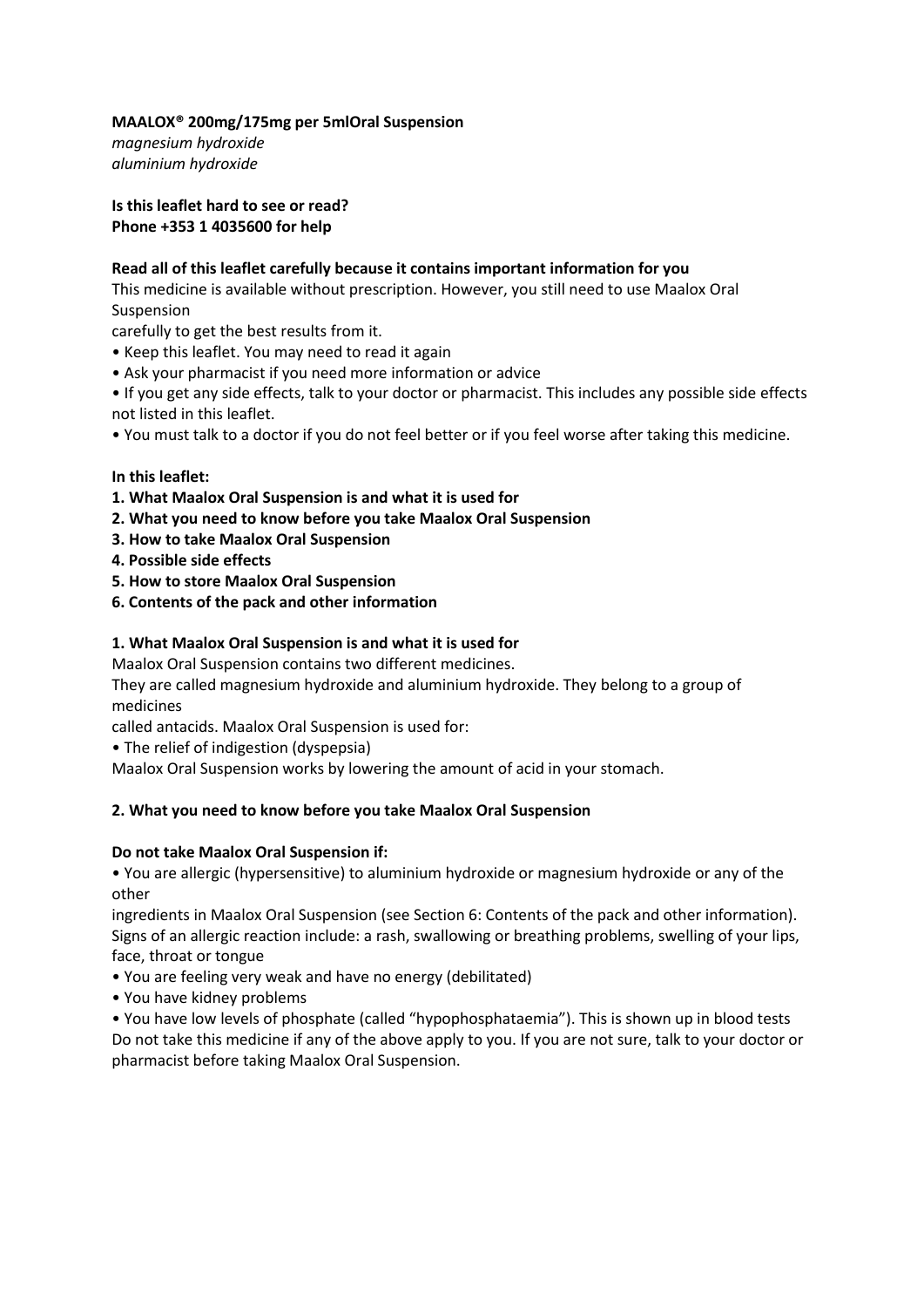**MAALOX® 200mg/175mg per 5mlOral Suspension**

*magnesium hydroxide*
*aluminium hydroxide*

**Is this leaflet hard to see or read?**
**Phone +353 1 4035600 for help**

**Read all of this leaflet carefully because it contains important information for you**

This medicine is available without prescription. However, you still need to use Maalox Oral Suspension
carefully to get the best results from it.

- Keep this leaflet. You may need to read it again
- Ask your pharmacist if you need more information or advice
- If you get any side effects, talk to your doctor or pharmacist. This includes any possible side effects not listed in this leaflet.
- You must talk to a doctor if you do not feel better or if you feel worse after taking this medicine.

**In this leaflet:**

**1. What Maalox Oral Suspension is and what it is used for**
**2. What you need to know before you take Maalox Oral Suspension**
**3. How to take Maalox Oral Suspension**
**4. Possible side effects**
**5. How to store Maalox Oral Suspension**
**6. Contents of the pack and other information**

## 1. What Maalox Oral Suspension is and what it is used for

Maalox Oral Suspension contains two different medicines.
They are called magnesium hydroxide and aluminium hydroxide. They belong to a group of medicines
called antacids. Maalox Oral Suspension is used for:

- The relief of indigestion (dyspepsia)

Maalox Oral Suspension works by lowering the amount of acid in your stomach.

## 2. What you need to know before you take Maalox Oral Suspension

**Do not take Maalox Oral Suspension if:**

- You are allergic (hypersensitive) to aluminium hydroxide or magnesium hydroxide or any of the other
ingredients in Maalox Oral Suspension (see Section 6: Contents of the pack and other information). Signs of an allergic reaction include: a rash, swallowing or breathing problems, swelling of your lips, face, throat or tongue
- You are feeling very weak and have no energy (debilitated)
- You have kidney problems
- You have low levels of phosphate (called "hypophosphataemia"). This is shown up in blood tests

Do not take this medicine if any of the above apply to you. If you are not sure, talk to your doctor or pharmacist before taking Maalox Oral Suspension.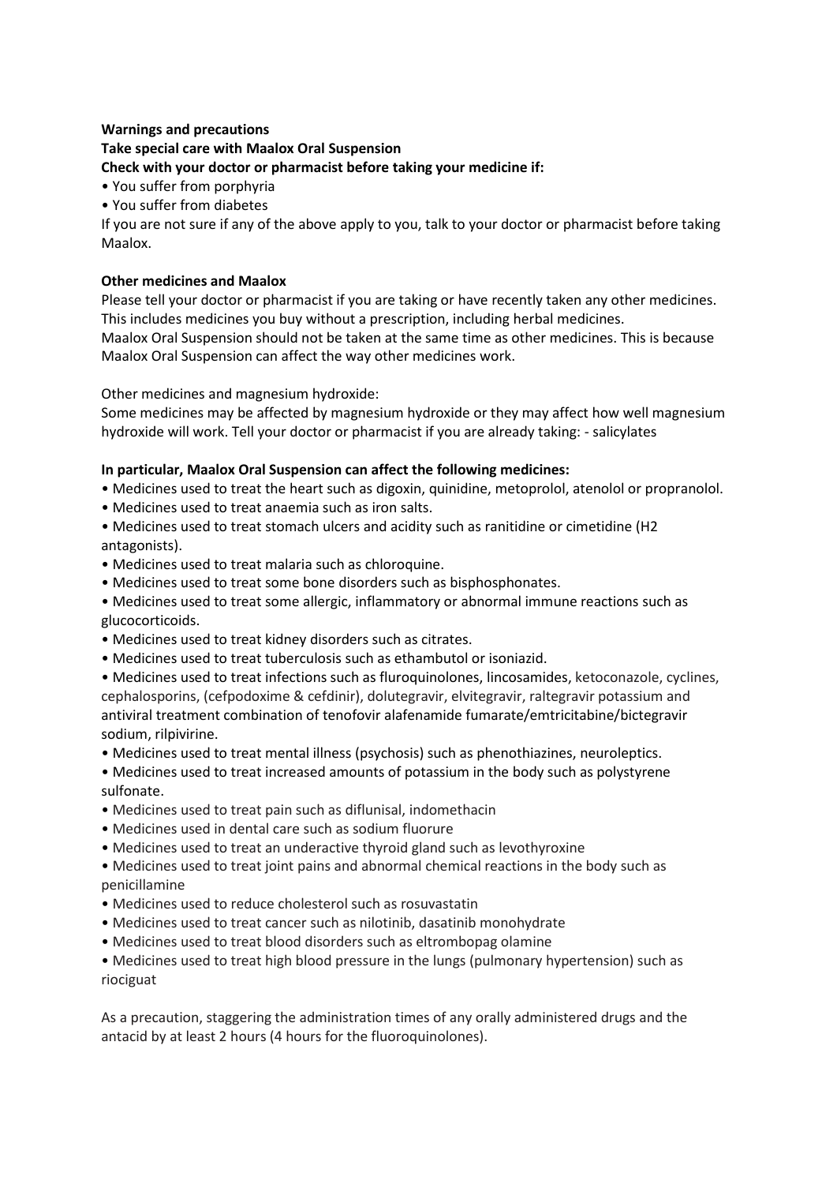**Warnings and precautions**

**Take special care with Maalox Oral Suspension**

**Check with your doctor or pharmacist before taking your medicine if:**

- You suffer from porphyria
- You suffer from diabetes

If you are not sure if any of the above apply to you, talk to your doctor or pharmacist before taking Maalox.

**Other medicines and Maalox**

Please tell your doctor or pharmacist if you are taking or have recently taken any other medicines. This includes medicines you buy without a prescription, including herbal medicines.
Maalox Oral Suspension should not be taken at the same time as other medicines. This is because Maalox Oral Suspension can affect the way other medicines work.

Other medicines and magnesium hydroxide:
Some medicines may be affected by magnesium hydroxide or they may affect how well magnesium hydroxide will work. Tell your doctor or pharmacist if you are already taking: - salicylates

**In particular, Maalox Oral Suspension can affect the following medicines:**

- Medicines used to treat the heart such as digoxin, quinidine, metoprolol, atenolol or propranolol.
- Medicines used to treat anaemia such as iron salts.
- Medicines used to treat stomach ulcers and acidity such as ranitidine or cimetidine (H2 antagonists).
- Medicines used to treat malaria such as chloroquine.
- Medicines used to treat some bone disorders such as bisphosphonates.
- Medicines used to treat some allergic, inflammatory or abnormal immune reactions such as glucocorticoids.
- Medicines used to treat kidney disorders such as citrates.
- Medicines used to treat tuberculosis such as ethambutol or isoniazid.
- Medicines used to treat infections such as fluroquinolones, lincosamides, ketoconazole, cyclines, cephalosporins, (cefpodoxime & cefdinir), dolutegravir, elvitegravir, raltegravir potassium and antiviral treatment combination of tenofovir alafenamide fumarate/emtricitabine/bictegravir sodium, rilpivirine.
- Medicines used to treat mental illness (psychosis) such as phenothiazines, neuroleptics.
- Medicines used to treat increased amounts of potassium in the body such as polystyrene sulfonate.
- Medicines used to treat pain such as diflunisal, indomethacin
- Medicines used in dental care such as sodium fluorure
- Medicines used to treat an underactive thyroid gland such as levothyroxine
- Medicines used to treat joint pains and abnormal chemical reactions in the body such as penicillamine
- Medicines used to reduce cholesterol such as rosuvastatin
- Medicines used to treat cancer such as nilotinib, dasatinib monohydrate
- Medicines used to treat blood disorders such as eltrombopag olamine
- Medicines used to treat high blood pressure in the lungs (pulmonary hypertension) such as riociguat

As a precaution, staggering the administration times of any orally administered drugs and the antacid by at least 2 hours (4 hours for the fluoroquinolones).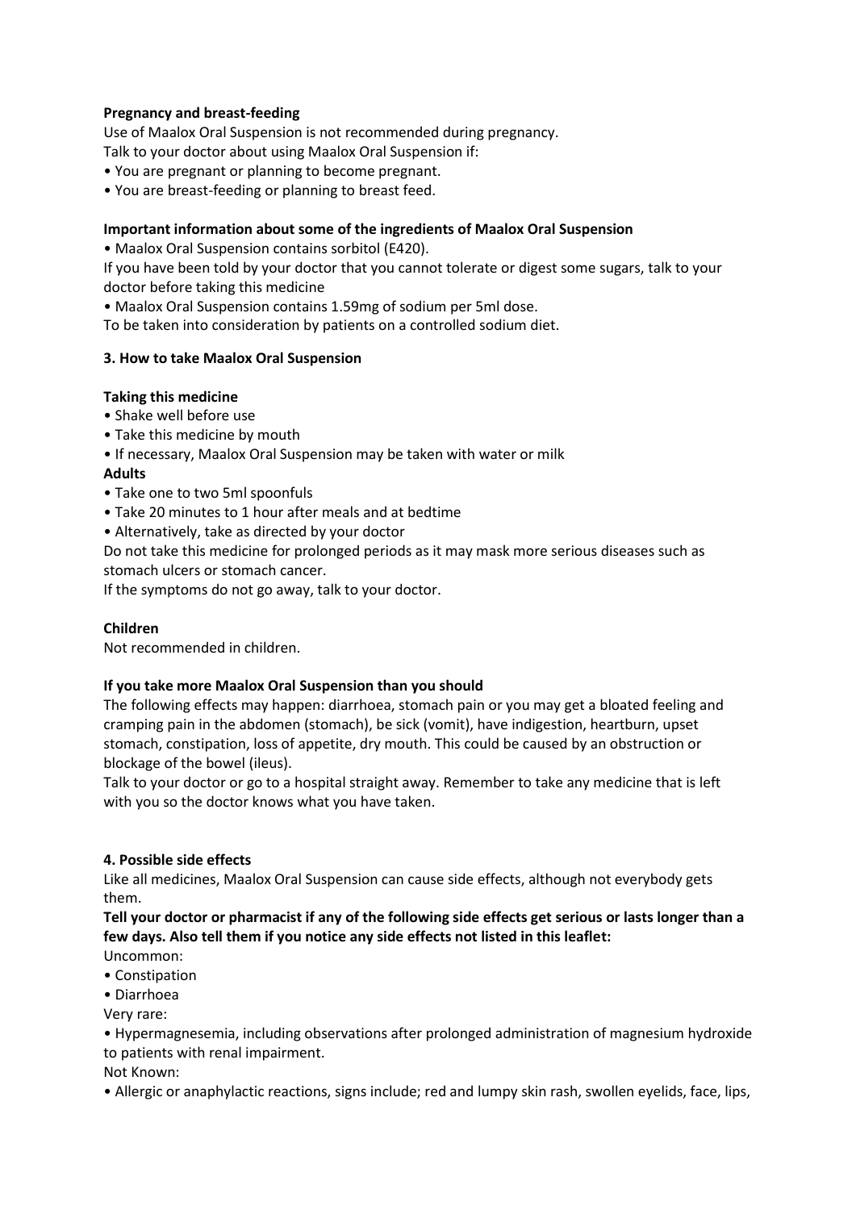**Pregnancy and breast-feeding**

Use of Maalox Oral Suspension is not recommended during pregnancy.
Talk to your doctor about using Maalox Oral Suspension if:

- You are pregnant or planning to become pregnant.
- You are breast-feeding or planning to breast feed.

**Important information about some of the ingredients of Maalox Oral Suspension**

- Maalox Oral Suspension contains sorbitol (E420).

If you have been told by your doctor that you cannot tolerate or digest some sugars, talk to your doctor before taking this medicine

- Maalox Oral Suspension contains 1.59mg of sodium per 5ml dose.

To be taken into consideration by patients on a controlled sodium diet.

## 3. How to take Maalox Oral Suspension

**Taking this medicine**

- Shake well before use
- Take this medicine by mouth
- If necessary, Maalox Oral Suspension may be taken with water or milk

**Adults**

- Take one to two 5ml spoonfuls
- Take 20 minutes to 1 hour after meals and at bedtime
- Alternatively, take as directed by your doctor

Do not take this medicine for prolonged periods as it may mask more serious diseases such as stomach ulcers or stomach cancer.
If the symptoms do not go away, talk to your doctor.

**Children**

Not recommended in children.

**If you take more Maalox Oral Suspension than you should**

The following effects may happen: diarrhoea, stomach pain or you may get a bloated feeling and cramping pain in the abdomen (stomach), be sick (vomit), have indigestion, heartburn, upset stomach, constipation, loss of appetite, dry mouth. This could be caused by an obstruction or blockage of the bowel (ileus).
Talk to your doctor or go to a hospital straight away. Remember to take any medicine that is left with you so the doctor knows what you have taken.

## 4. Possible side effects

Like all medicines, Maalox Oral Suspension can cause side effects, although not everybody gets them.

**Tell your doctor or pharmacist if any of the following side effects get serious or lasts longer than a few days. Also tell them if you notice any side effects not listed in this leaflet:**

Uncommon:

- Constipation
- Diarrhoea

Very rare:

- Hypermagnesemia, including observations after prolonged administration of magnesium hydroxide to patients with renal impairment.

Not Known:

- Allergic or anaphylactic reactions, signs include; red and lumpy skin rash, swollen eyelids, face, lips,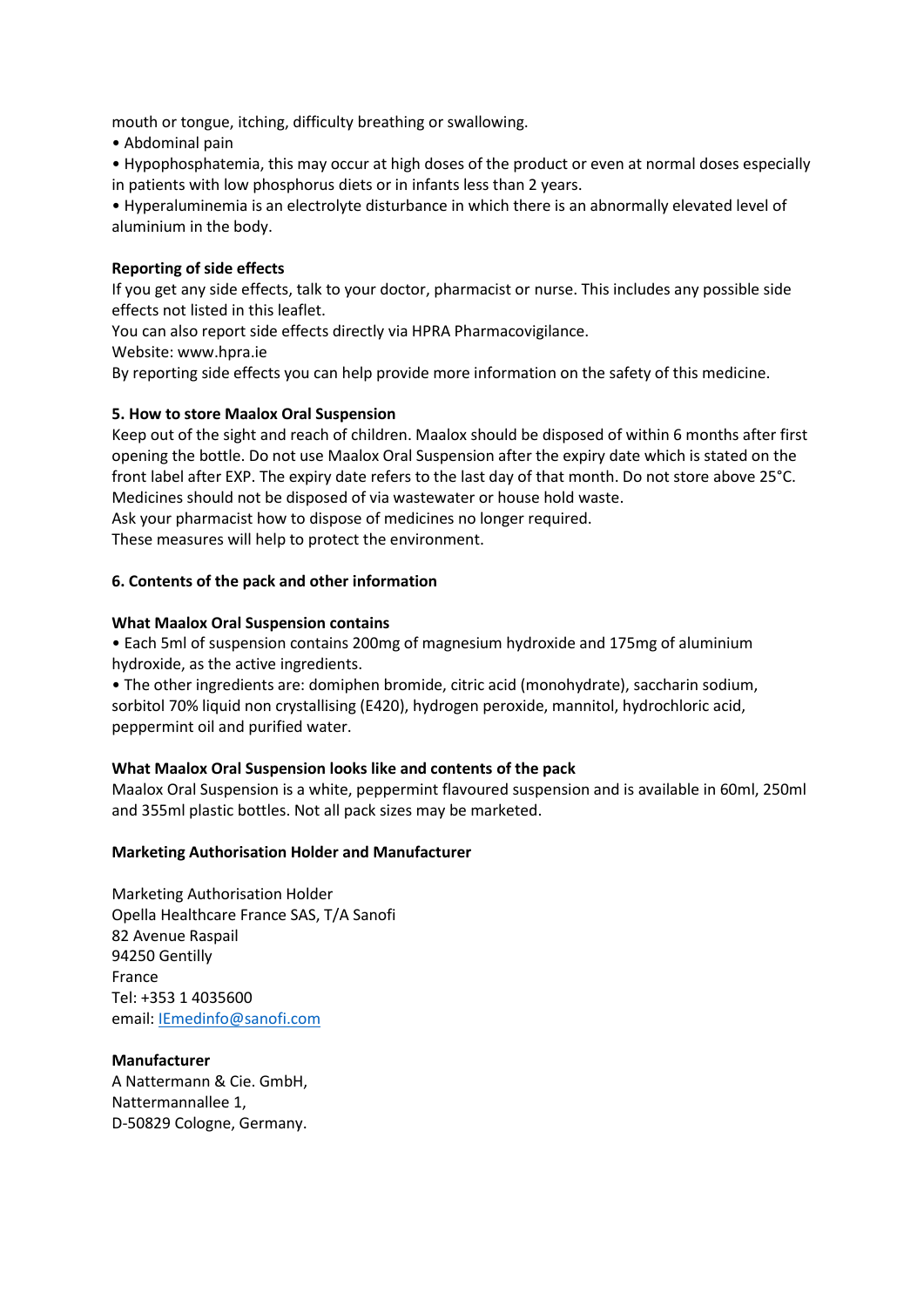mouth or tongue, itching, difficulty breathing or swallowing.

- Abdominal pain
- Hypophosphatemia, this may occur at high doses of the product or even at normal doses especially in patients with low phosphorus diets or in infants less than 2 years.
- Hyperaluminemia is an electrolyte disturbance in which there is an abnormally elevated level of aluminium in the body.

**Reporting of side effects**

If you get any side effects, talk to your doctor, pharmacist or nurse. This includes any possible side effects not listed in this leaflet.
You can also report side effects directly via HPRA Pharmacovigilance.
Website: www.hpra.ie
By reporting side effects you can help provide more information on the safety of this medicine.

**5. How to store Maalox Oral Suspension**

Keep out of the sight and reach of children. Maalox should be disposed of within 6 months after first opening the bottle. Do not use Maalox Oral Suspension after the expiry date which is stated on the front label after EXP. The expiry date refers to the last day of that month. Do not store above 25°C.
Medicines should not be disposed of via wastewater or house hold waste.
Ask your pharmacist how to dispose of medicines no longer required.
These measures will help to protect the environment.

**6. Contents of the pack and other information**

**What Maalox Oral Suspension contains**

- Each 5ml of suspension contains 200mg of magnesium hydroxide and 175mg of aluminium hydroxide, as the active ingredients.
- The other ingredients are: domiphen bromide, citric acid (monohydrate), saccharin sodium, sorbitol 70% liquid non crystallising (E420), hydrogen peroxide, mannitol, hydrochloric acid, peppermint oil and purified water.

**What Maalox Oral Suspension looks like and contents of the pack**

Maalox Oral Suspension is a white, peppermint flavoured suspension and is available in 60ml, 250ml and 355ml plastic bottles. Not all pack sizes may be marketed.

**Marketing Authorisation Holder and Manufacturer**

Marketing Authorisation Holder
Opella Healthcare France SAS, T/A Sanofi
82 Avenue Raspail
94250 Gentilly
France
Tel: +353 1 4035600
email: IEmedinfo@sanofi.com

**Manufacturer**

A Nattermann & Cie. GmbH,
Nattermannallee 1,
D-50829 Cologne, Germany.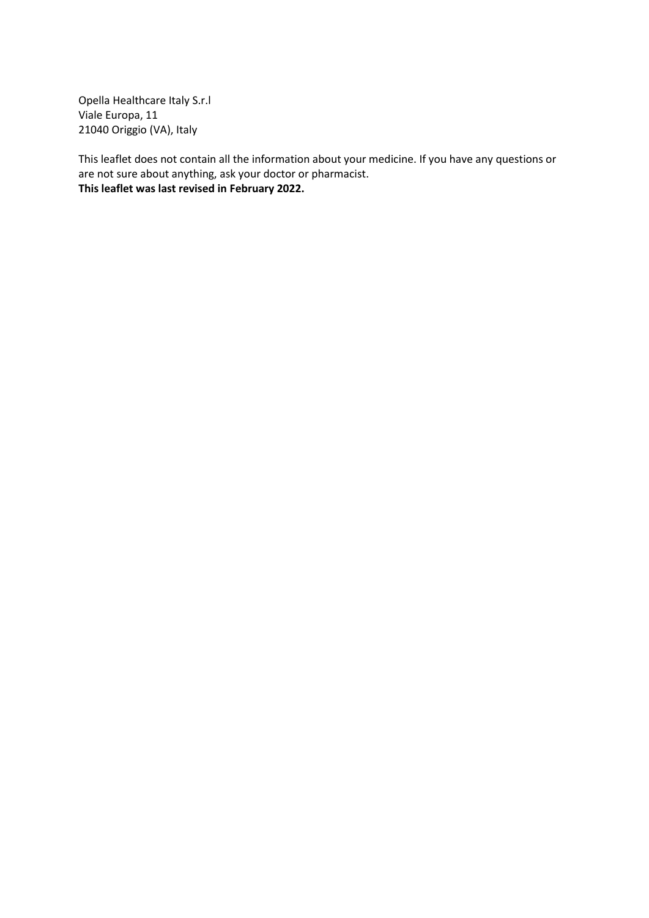Opella Healthcare Italy S.r.l
Viale Europa, 11
21040 Origgio (VA), Italy

This leaflet does not contain all the information about your medicine. If you have any questions or are not sure about anything, ask your doctor or pharmacist.
**This leaflet was last revised in February 2022.**